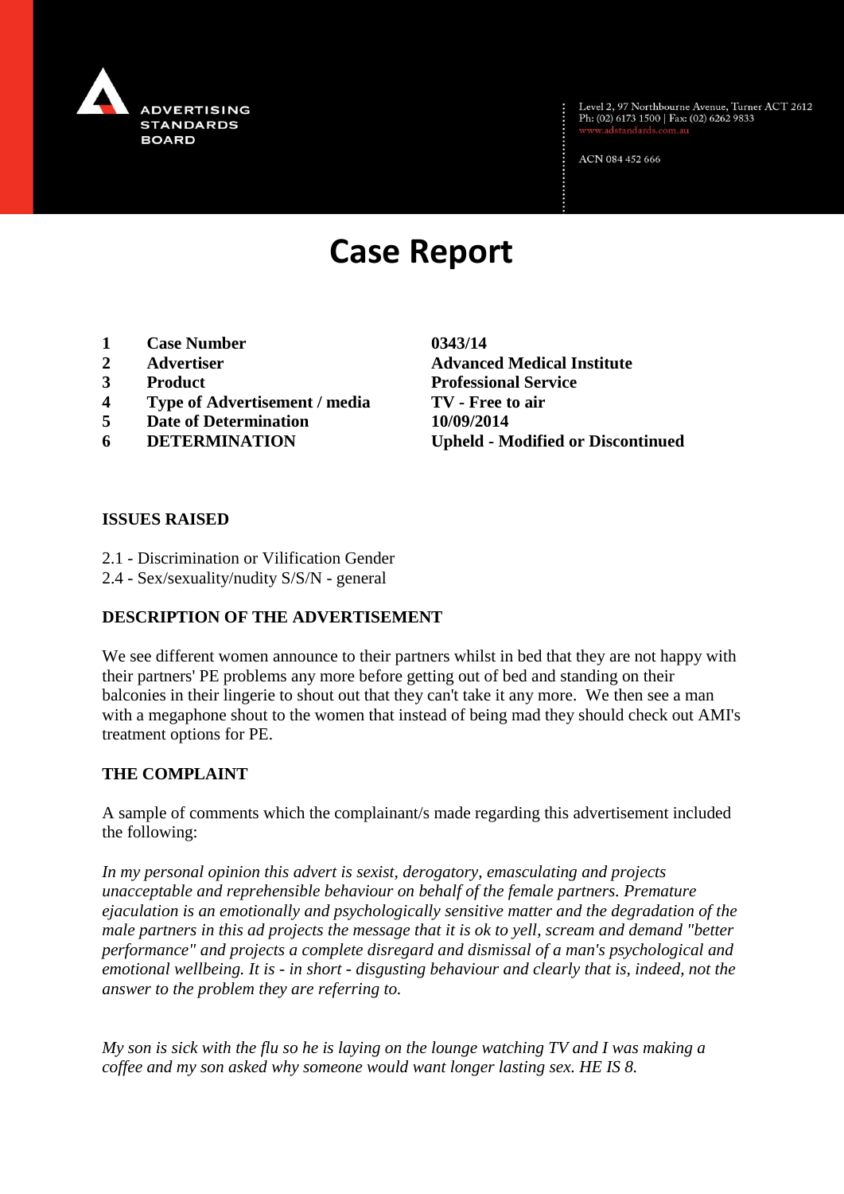ADVERTISING STANDARDS BOARD

Level 2, 97 Northbourne Avenue, Turner ACT 2612
Ph: (02) 6173 1500 | Fax: (02) 6262 9833
www.adstandards.com.au

ACN 084 452 666

# Case Report

| | | |
|---|---|---|
| **1** | **Case Number** | **0343/14** |
| **2** | **Advertiser** | **Advanced Medical Institute** |
| **3** | **Product** | **Professional Service** |
| **4** | **Type of Advertisement / media** | **TV - Free to air** |
| **5** | **Date of Determination** | **10/09/2014** |
| **6** | **DETERMINATION** | **Upheld - Modified or Discontinued** |

## ISSUES RAISED

2.1 - Discrimination or Vilification Gender
2.4 - Sex/sexuality/nudity S/S/N - general

## DESCRIPTION OF THE ADVERTISEMENT

We see different women announce to their partners whilst in bed that they are not happy with their partners' PE problems any more before getting out of bed and standing on their balconies in their lingerie to shout out that they can't take it any more. We then see a man with a megaphone shout to the women that instead of being mad they should check out AMI's treatment options for PE.

## THE COMPLAINT

A sample of comments which the complainant/s made regarding this advertisement included the following:

*In my personal opinion this advert is sexist, derogatory, emasculating and projects unacceptable and reprehensible behaviour on behalf of the female partners. Premature ejaculation is an emotionally and psychologically sensitive matter and the degradation of the male partners in this ad projects the message that it is ok to yell, scream and demand "better performance" and projects a complete disregard and dismissal of a man's psychological and emotional wellbeing. It is - in short - disgusting behaviour and clearly that is, indeed, not the answer to the problem they are referring to.*

*My son is sick with the flu so he is laying on the lounge watching TV and I was making a coffee and my son asked why someone would want longer lasting sex. HE IS 8.*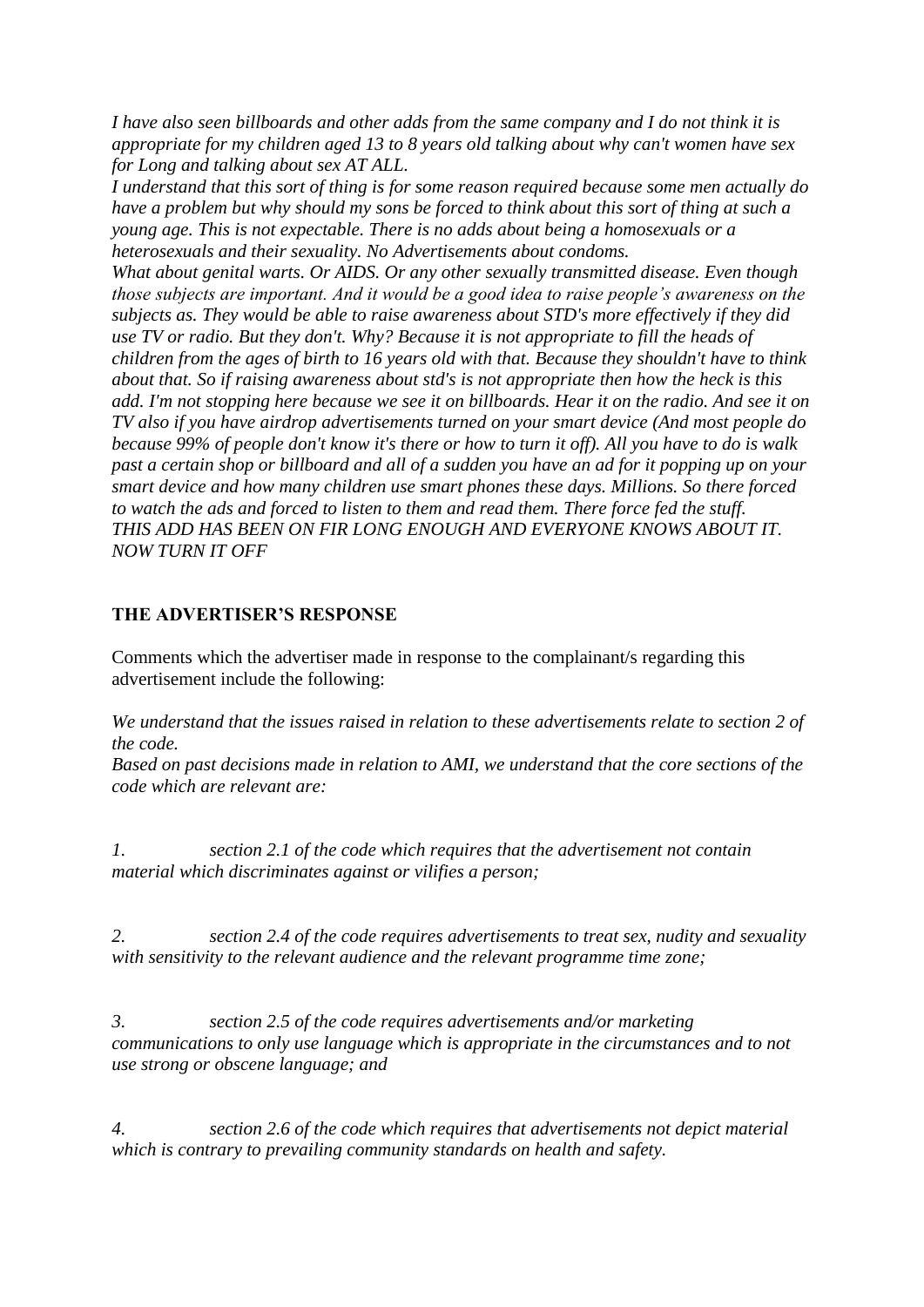*I have also seen billboards and other adds from the same company and I do not think it is appropriate for my children aged 13 to 8 years old talking about why can't women have sex for Long and talking about sex AT ALL.*
*I understand that this sort of thing is for some reason required because some men actually do have a problem but why should my sons be forced to think about this sort of thing at such a young age. This is not expectable. There is no adds about being a homosexuals or a heterosexuals and their sexuality. No Advertisements about condoms.*
*What about genital warts. Or AIDS. Or any other sexually transmitted disease. Even though those subjects are important. And it would be a good idea to raise people's awareness on the subjects as. They would be able to raise awareness about STD's more effectively if they did use TV or radio. But they don't. Why? Because it is not appropriate to fill the heads of children from the ages of birth to 16 years old with that. Because they shouldn't have to think about that. So if raising awareness about std's is not appropriate then how the heck is this add. I'm not stopping here because we see it on billboards. Hear it on the radio. And see it on TV also if you have airdrop advertisements turned on your smart device (And most people do because 99% of people don't know it's there or how to turn it off). All you have to do is walk past a certain shop or billboard and all of a sudden you have an ad for it popping up on your smart device and how many children use smart phones these days. Millions. So there forced to watch the ads and forced to listen to them and read them. There force fed the stuff.*
*THIS ADD HAS BEEN ON FIR LONG ENOUGH AND EVERYONE KNOWS ABOUT IT. NOW TURN IT OFF*

**THE ADVERTISER'S RESPONSE**

Comments which the advertiser made in response to the complainant/s regarding this advertisement include the following:

*We understand that the issues raised in relation to these advertisements relate to section 2 of the code.*
*Based on past decisions made in relation to AMI, we understand that the core sections of the code which are relevant are:*

*1. section 2.1 of the code which requires that the advertisement not contain material which discriminates against or vilifies a person;*

*2. section 2.4 of the code requires advertisements to treat sex, nudity and sexuality with sensitivity to the relevant audience and the relevant programme time zone;*

*3. section 2.5 of the code requires advertisements and/or marketing communications to only use language which is appropriate in the circumstances and to not use strong or obscene language; and*

*4. section 2.6 of the code which requires that advertisements not depict material which is contrary to prevailing community standards on health and safety.*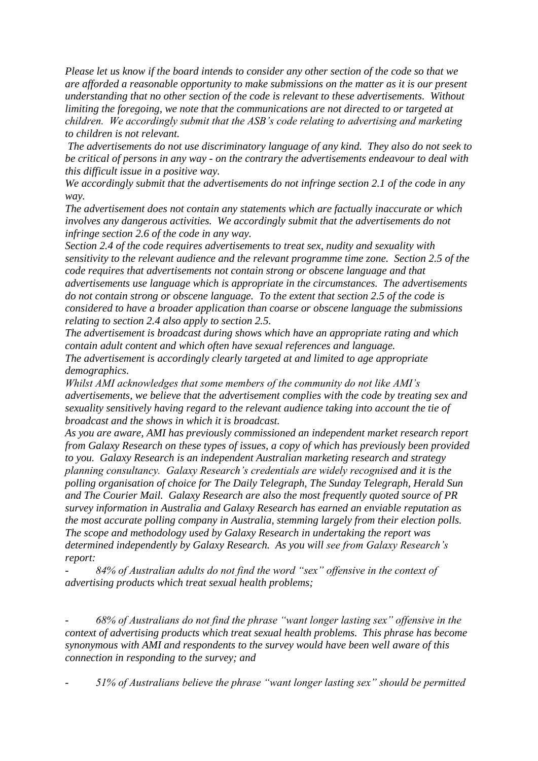*Please let us know if the board intends to consider any other section of the code so that we are afforded a reasonable opportunity to make submissions on the matter as it is our present understanding that no other section of the code is relevant to these advertisements. Without limiting the foregoing, we note that the communications are not directed to or targeted at children. We accordingly submit that the ASB's code relating to advertising and marketing to children is not relevant.*

*The advertisements do not use discriminatory language of any kind. They also do not seek to be critical of persons in any way - on the contrary the advertisements endeavour to deal with this difficult issue in a positive way.*

*We accordingly submit that the advertisements do not infringe section 2.1 of the code in any way.*

*The advertisement does not contain any statements which are factually inaccurate or which involves any dangerous activities. We accordingly submit that the advertisements do not infringe section 2.6 of the code in any way.*

*Section 2.4 of the code requires advertisements to treat sex, nudity and sexuality with sensitivity to the relevant audience and the relevant programme time zone. Section 2.5 of the code requires that advertisements not contain strong or obscene language and that advertisements use language which is appropriate in the circumstances. The advertisements do not contain strong or obscene language. To the extent that section 2.5 of the code is considered to have a broader application than coarse or obscene language the submissions relating to section 2.4 also apply to section 2.5.*

*The advertisement is broadcast during shows which have an appropriate rating and which contain adult content and which often have sexual references and language.*

*The advertisement is accordingly clearly targeted at and limited to age appropriate demographics.*

*Whilst AMI acknowledges that some members of the community do not like AMI's advertisements, we believe that the advertisement complies with the code by treating sex and sexuality sensitively having regard to the relevant audience taking into account the tie of broadcast and the shows in which it is broadcast.*

*As you are aware, AMI has previously commissioned an independent market research report from Galaxy Research on these types of issues, a copy of which has previously been provided to you. Galaxy Research is an independent Australian marketing research and strategy planning consultancy. Galaxy Research's credentials are widely recognised and it is the polling organisation of choice for The Daily Telegraph, The Sunday Telegraph, Herald Sun and The Courier Mail. Galaxy Research are also the most frequently quoted source of PR survey information in Australia and Galaxy Research has earned an enviable reputation as the most accurate polling company in Australia, stemming largely from their election polls. The scope and methodology used by Galaxy Research in undertaking the report was determined independently by Galaxy Research. As you will see from Galaxy Research's report:*

- *84% of Australian adults do not find the word "sex" offensive in the context of advertising products which treat sexual health problems;*

- *68% of Australians do not find the phrase "want longer lasting sex" offensive in the context of advertising products which treat sexual health problems. This phrase has become synonymous with AMI and respondents to the survey would have been well aware of this connection in responding to the survey; and*

- *51% of Australians believe the phrase "want longer lasting sex" should be permitted*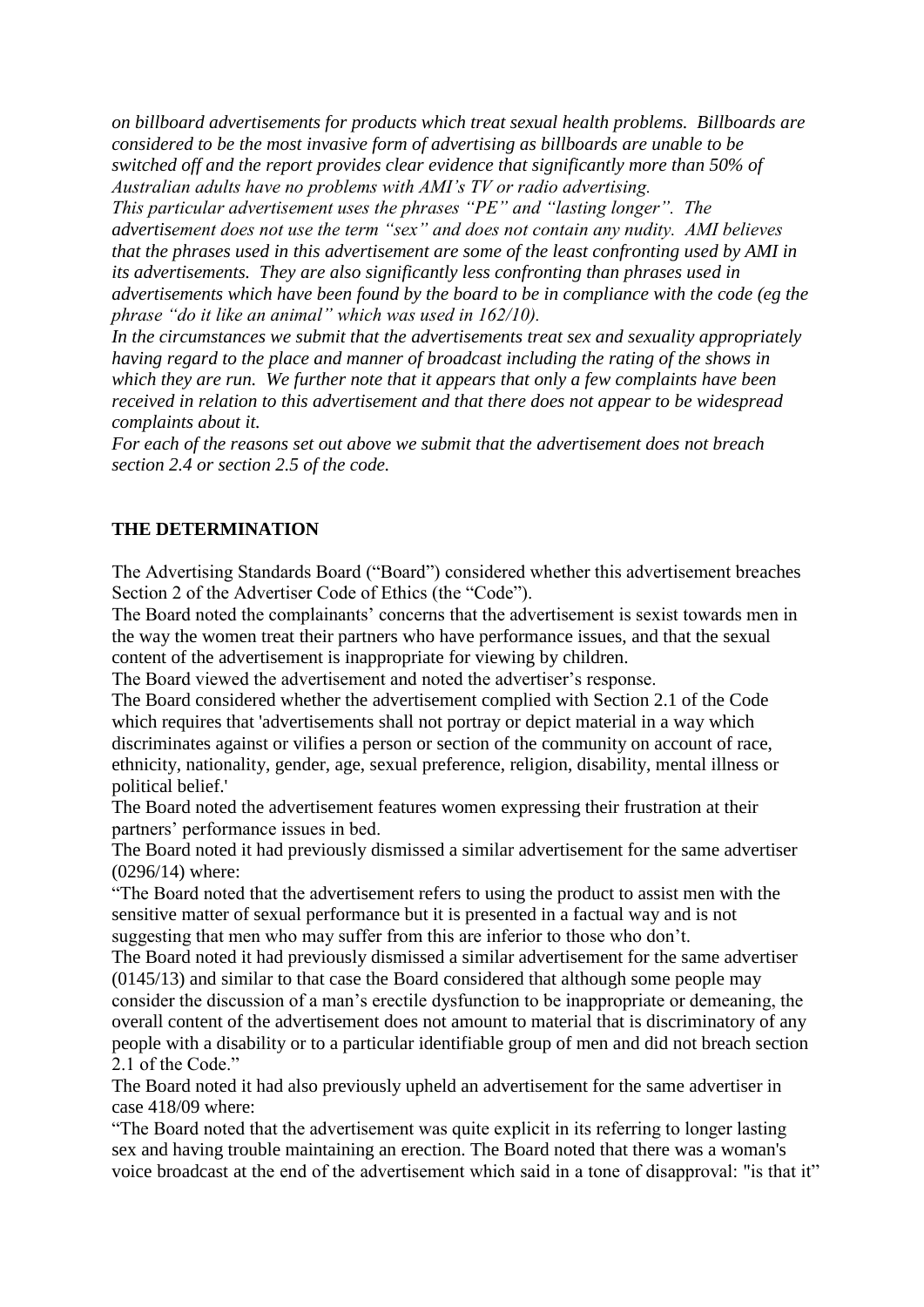*on billboard advertisements for products which treat sexual health problems. Billboards are considered to be the most invasive form of advertising as billboards are unable to be switched off and the report provides clear evidence that significantly more than 50% of Australian adults have no problems with AMI's TV or radio advertising.*

*This particular advertisement uses the phrases "PE" and "lasting longer". The advertisement does not use the term "sex" and does not contain any nudity. AMI believes that the phrases used in this advertisement are some of the least confronting used by AMI in its advertisements. They are also significantly less confronting than phrases used in advertisements which have been found by the board to be in compliance with the code (eg the phrase "do it like an animal" which was used in 162/10).*

*In the circumstances we submit that the advertisements treat sex and sexuality appropriately having regard to the place and manner of broadcast including the rating of the shows in which they are run. We further note that it appears that only a few complaints have been received in relation to this advertisement and that there does not appear to be widespread complaints about it.*

*For each of the reasons set out above we submit that the advertisement does not breach section 2.4 or section 2.5 of the code.*

## THE DETERMINATION

The Advertising Standards Board ("Board") considered whether this advertisement breaches Section 2 of the Advertiser Code of Ethics (the "Code").

The Board noted the complainants' concerns that the advertisement is sexist towards men in the way the women treat their partners who have performance issues, and that the sexual content of the advertisement is inappropriate for viewing by children.

The Board viewed the advertisement and noted the advertiser's response.

The Board considered whether the advertisement complied with Section 2.1 of the Code which requires that 'advertisements shall not portray or depict material in a way which discriminates against or vilifies a person or section of the community on account of race, ethnicity, nationality, gender, age, sexual preference, religion, disability, mental illness or political belief.'

The Board noted the advertisement features women expressing their frustration at their partners' performance issues in bed.

The Board noted it had previously dismissed a similar advertisement for the same advertiser (0296/14) where:

"The Board noted that the advertisement refers to using the product to assist men with the sensitive matter of sexual performance but it is presented in a factual way and is not suggesting that men who may suffer from this are inferior to those who don't.

The Board noted it had previously dismissed a similar advertisement for the same advertiser (0145/13) and similar to that case the Board considered that although some people may consider the discussion of a man's erectile dysfunction to be inappropriate or demeaning, the overall content of the advertisement does not amount to material that is discriminatory of any people with a disability or to a particular identifiable group of men and did not breach section 2.1 of the Code."

The Board noted it had also previously upheld an advertisement for the same advertiser in case 418/09 where:

"The Board noted that the advertisement was quite explicit in its referring to longer lasting sex and having trouble maintaining an erection. The Board noted that there was a woman's voice broadcast at the end of the advertisement which said in a tone of disapproval: "is that it"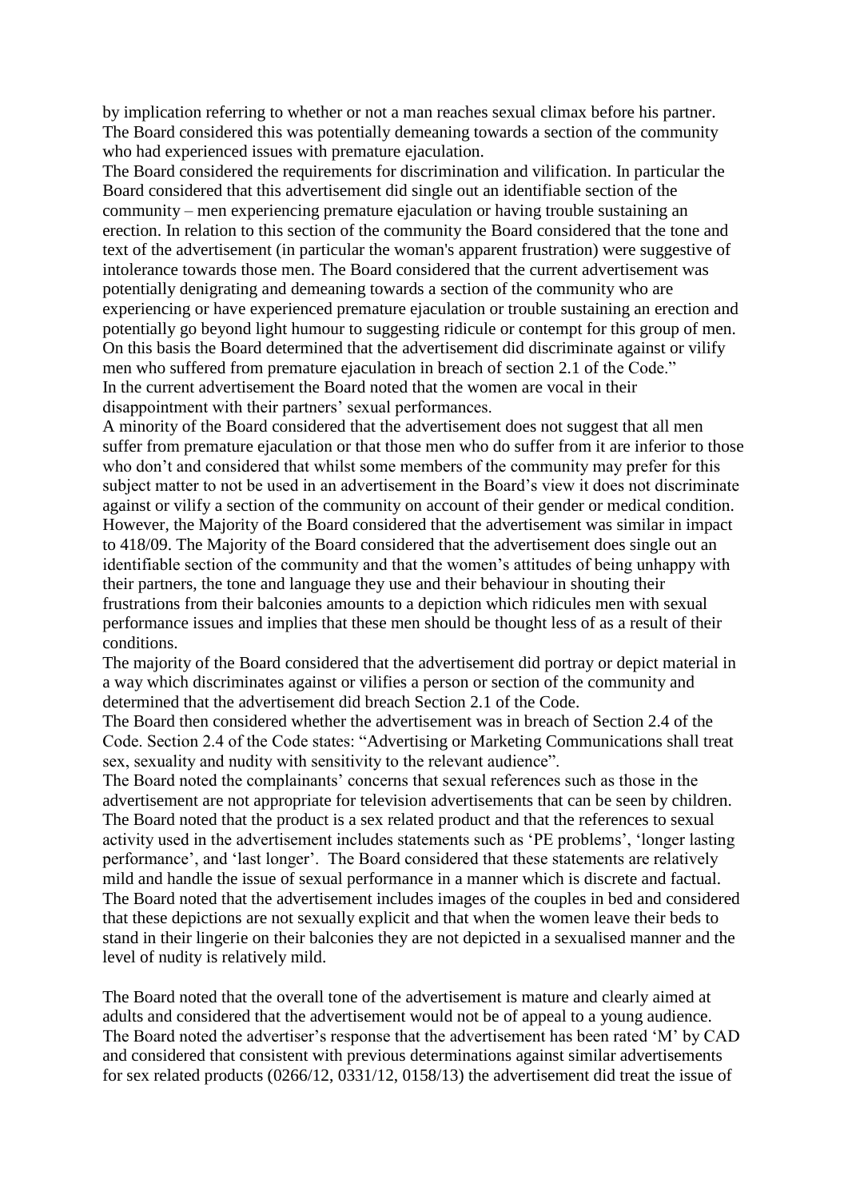by implication referring to whether or not a man reaches sexual climax before his partner. The Board considered this was potentially demeaning towards a section of the community who had experienced issues with premature ejaculation.

The Board considered the requirements for discrimination and vilification. In particular the Board considered that this advertisement did single out an identifiable section of the community – men experiencing premature ejaculation or having trouble sustaining an erection. In relation to this section of the community the Board considered that the tone and text of the advertisement (in particular the woman's apparent frustration) were suggestive of intolerance towards those men. The Board considered that the current advertisement was potentially denigrating and demeaning towards a section of the community who are experiencing or have experienced premature ejaculation or trouble sustaining an erection and potentially go beyond light humour to suggesting ridicule or contempt for this group of men. On this basis the Board determined that the advertisement did discriminate against or vilify men who suffered from premature ejaculation in breach of section 2.1 of the Code."

In the current advertisement the Board noted that the women are vocal in their disappointment with their partners' sexual performances.

A minority of the Board considered that the advertisement does not suggest that all men suffer from premature ejaculation or that those men who do suffer from it are inferior to those who don't and considered that whilst some members of the community may prefer for this subject matter to not be used in an advertisement in the Board's view it does not discriminate against or vilify a section of the community on account of their gender or medical condition. However, the Majority of the Board considered that the advertisement was similar in impact to 418/09. The Majority of the Board considered that the advertisement does single out an identifiable section of the community and that the women's attitudes of being unhappy with their partners, the tone and language they use and their behaviour in shouting their frustrations from their balconies amounts to a depiction which ridicules men with sexual performance issues and implies that these men should be thought less of as a result of their conditions.

The majority of the Board considered that the advertisement did portray or depict material in a way which discriminates against or vilifies a person or section of the community and determined that the advertisement did breach Section 2.1 of the Code.

The Board then considered whether the advertisement was in breach of Section 2.4 of the Code. Section 2.4 of the Code states: "Advertising or Marketing Communications shall treat sex, sexuality and nudity with sensitivity to the relevant audience".

The Board noted the complainants' concerns that sexual references such as those in the advertisement are not appropriate for television advertisements that can be seen by children. The Board noted that the product is a sex related product and that the references to sexual activity used in the advertisement includes statements such as 'PE problems', 'longer lasting performance', and 'last longer'. The Board considered that these statements are relatively mild and handle the issue of sexual performance in a manner which is discrete and factual. The Board noted that the advertisement includes images of the couples in bed and considered that these depictions are not sexually explicit and that when the women leave their beds to stand in their lingerie on their balconies they are not depicted in a sexualised manner and the level of nudity is relatively mild.

The Board noted that the overall tone of the advertisement is mature and clearly aimed at adults and considered that the advertisement would not be of appeal to a young audience. The Board noted the advertiser's response that the advertisement has been rated 'M' by CAD and considered that consistent with previous determinations against similar advertisements for sex related products (0266/12, 0331/12, 0158/13) the advertisement did treat the issue of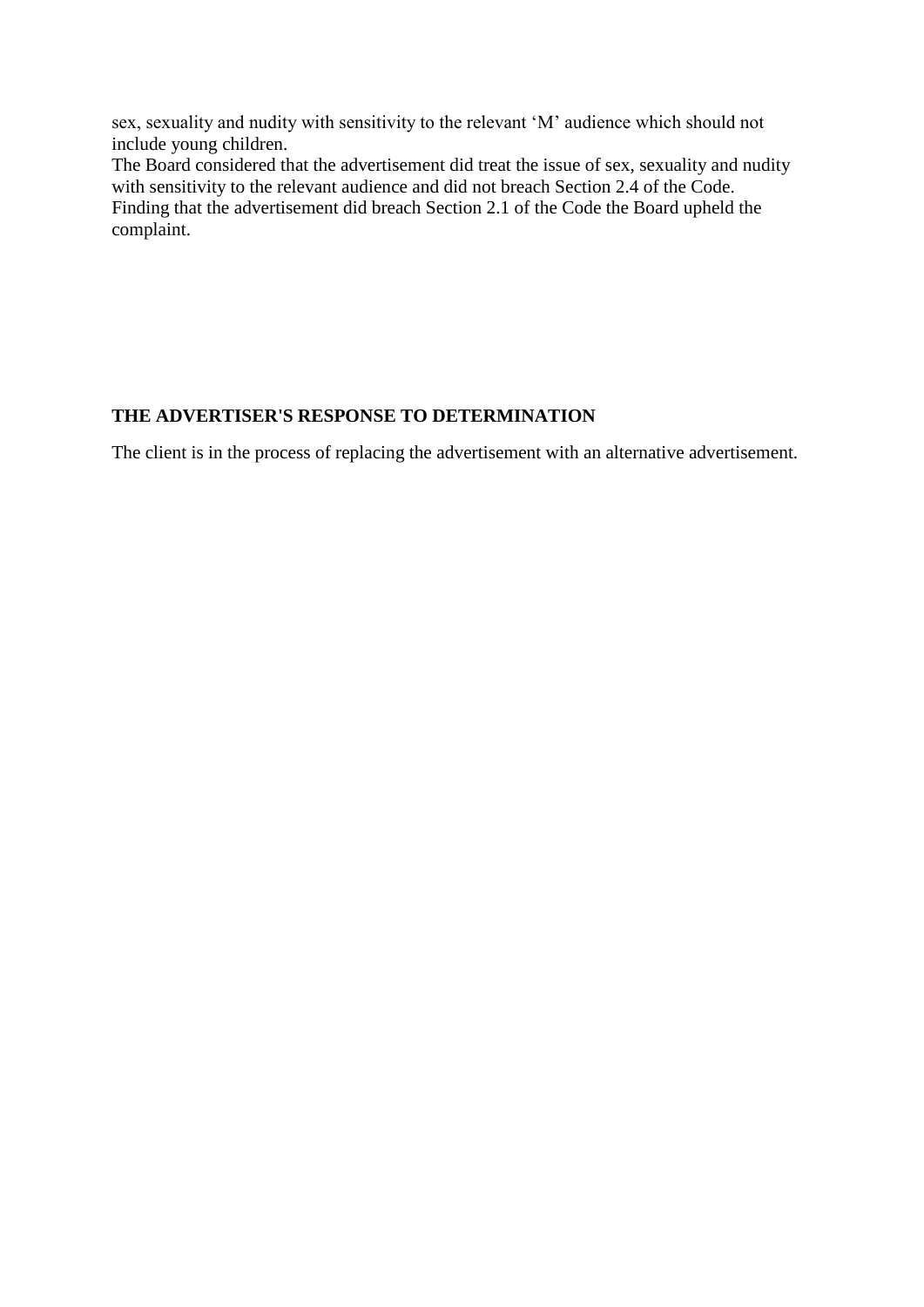sex, sexuality and nudity with sensitivity to the relevant ‘M’ audience which should not include young children.

The Board considered that the advertisement did treat the issue of sex, sexuality and nudity with sensitivity to the relevant audience and did not breach Section 2.4 of the Code.

Finding that the advertisement did breach Section 2.1 of the Code the Board upheld the complaint.

**THE ADVERTISER'S RESPONSE TO DETERMINATION**

The client is in the process of replacing the advertisement with an alternative advertisement.